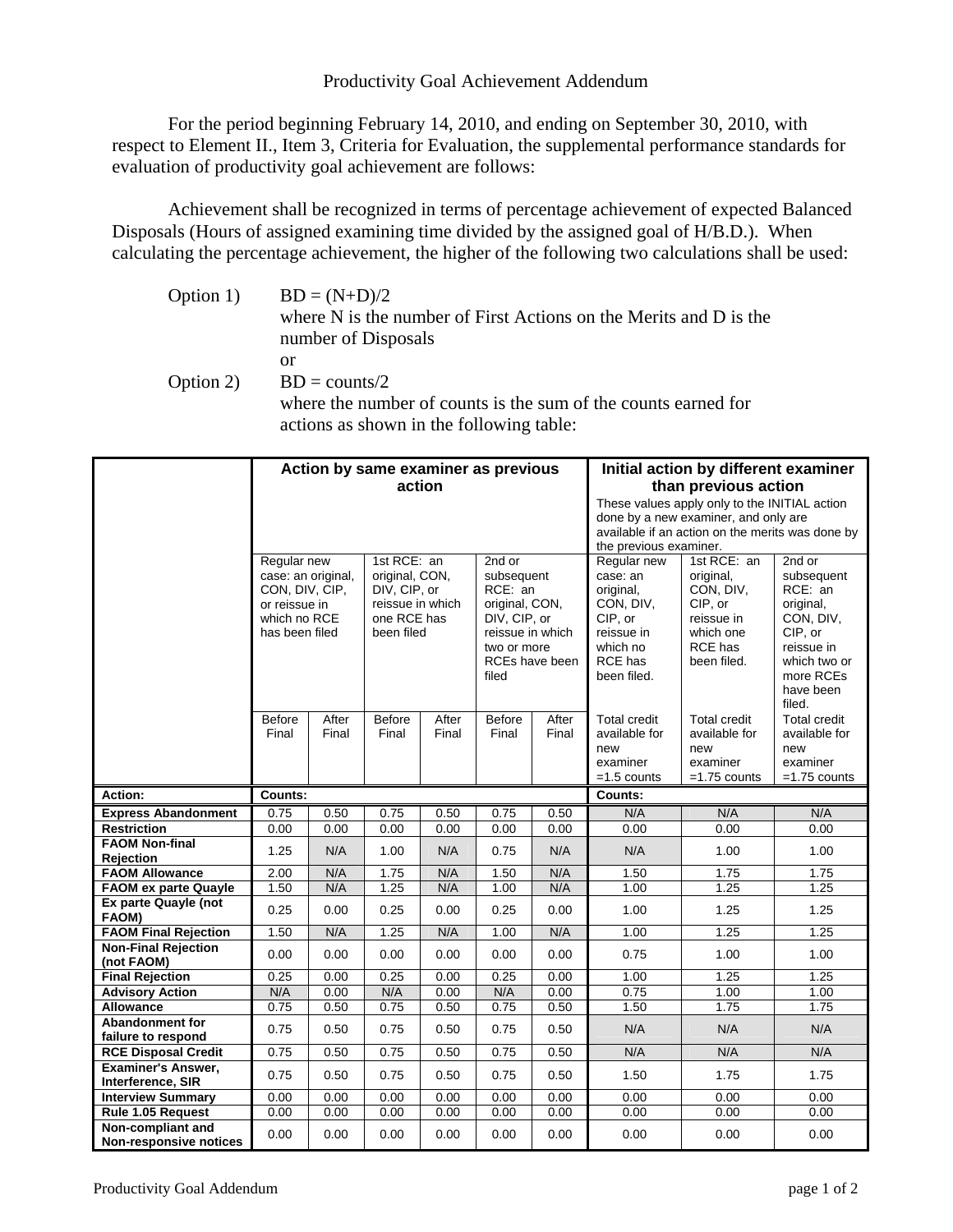# Productivity Goal Achievement Addendum

For the period beginning February 14, 2010, and ending on September 30, 2010, with respect to Element II., Item 3, Criteria for Evaluation, the supplemental performance standards for evaluation of productivity goal achievement are follows:

Achievement shall be recognized in terms of percentage achievement of expected Balanced Disposals (Hours of assigned examining time divided by the assigned goal of H/B.D.). When calculating the percentage achievement, the higher of the following two calculations shall be used:

Option 1) $BD = (N+D)/2$
where N is the number of First Actions on the Merits and D is the number of Disposals

or

Option 2) $BD = counts/2$
where the number of counts is the sum of the counts earned for actions as shown in the following table:

| | **Action by same examiner as previous action** | | | | | | **Initial action by different examiner than previous action** These values apply only to the INITIAL action done by a new examiner, and only are available if an action on the merits was done by the previous examiner. | | |
|---|---|---|---|---|---|---|---|---|---|
| | Regular new case: an original, CON, DIV, CIP, or reissue in which no RCE has been filed | | 1st RCE: an original, CON, DIV, CIP, or reissue in which one RCE has been filed | | 2nd or subsequent RCE: an original, CON, DIV, CIP, or reissue in which two or more RCEs have been filed | | Regular new case: an original, CON, DIV, CIP, or reissue in which no RCE has been filed. | 1st RCE: an original, CON, DIV, CIP, or reissue in which one RCE has been filed. | 2nd or subsequent RCE: an original, CON, DIV, CIP, or reissue in which two or more RCEs have been filed. |
| | Before Final | After Final | Before Final | After Final | Before Final | After Final | Total credit available for new examiner =1.5 counts | Total credit available for new examiner =1.75 counts | Total credit available for new examiner =1.75 counts |
| **Action:** | **Counts:** | | | | | | **Counts:** | | |
| **Express Abandonment** | 0.75 | 0.50 | 0.75 | 0.50 | 0.75 | 0.50 | N/A | N/A | N/A |
| **Restriction** | 0.00 | 0.00 | 0.00 | 0.00 | 0.00 | 0.00 | 0.00 | 0.00 | 0.00 |
| **FAOM Non-final Rejection** | 1.25 | N/A | 1.00 | N/A | 0.75 | N/A | N/A | 1.00 | 1.00 |
| **FAOM Allowance** | 2.00 | N/A | 1.75 | N/A | 1.50 | N/A | 1.50 | 1.75 | 1.75 |
| **FAOM ex parte Quayle** | 1.50 | N/A | 1.25 | N/A | 1.00 | N/A | 1.00 | 1.25 | 1.25 |
| **Ex parte Quayle (not FAOM)** | 0.25 | 0.00 | 0.25 | 0.00 | 0.25 | 0.00 | 1.00 | 1.25 | 1.25 |
| **FAOM Final Rejection** | 1.50 | N/A | 1.25 | N/A | 1.00 | N/A | 1.00 | 1.25 | 1.25 |
| **Non-Final Rejection (not FAOM)** | 0.00 | 0.00 | 0.00 | 0.00 | 0.00 | 0.00 | 0.75 | 1.00 | 1.00 |
| **Final Rejection** | 0.25 | 0.00 | 0.25 | 0.00 | 0.25 | 0.00 | 1.00 | 1.25 | 1.25 |
| **Advisory Action** | N/A | 0.00 | N/A | 0.00 | N/A | 0.00 | 0.75 | 1.00 | 1.00 |
| **Allowance** | 0.75 | 0.50 | 0.75 | 0.50 | 0.75 | 0.50 | 1.50 | 1.75 | 1.75 |
| **Abandonment for failure to respond** | 0.75 | 0.50 | 0.75 | 0.50 | 0.75 | 0.50 | N/A | N/A | N/A |
| **RCE Disposal Credit** | 0.75 | 0.50 | 0.75 | 0.50 | 0.75 | 0.50 | N/A | N/A | N/A |
| **Examiner's Answer, Interference, SIR** | 0.75 | 0.50 | 0.75 | 0.50 | 0.75 | 0.50 | 1.50 | 1.75 | 1.75 |
| **Interview Summary** | 0.00 | 0.00 | 0.00 | 0.00 | 0.00 | 0.00 | 0.00 | 0.00 | 0.00 |
| **Rule 1.05 Request** | 0.00 | 0.00 | 0.00 | 0.00 | 0.00 | 0.00 | 0.00 | 0.00 | 0.00 |
| **Non-compliant and Non-responsive notices** | 0.00 | 0.00 | 0.00 | 0.00 | 0.00 | 0.00 | 0.00 | 0.00 | 0.00 |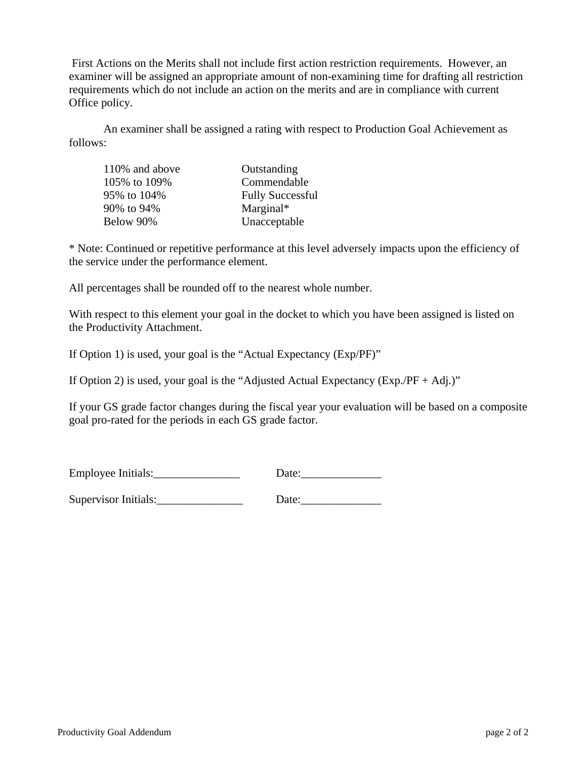First Actions on the Merits shall not include first action restriction requirements. However, an examiner will be assigned an appropriate amount of non-examining time for drafting all restriction requirements which do not include an action on the merits and are in compliance with current Office policy.

An examiner shall be assigned a rating with respect to Production Goal Achievement as follows:

| | |
|---|---|
| 110% and above | Outstanding |
| 105% to 109% | Commendable |
| 95% to 104% | Fully Successful |
| 90% to 94% | Marginal* |
| Below 90% | Unacceptable |

* Note: Continued or repetitive performance at this level adversely impacts upon the efficiency of the service under the performance element.

All percentages shall be rounded off to the nearest whole number.

With respect to this element your goal in the docket to which you have been assigned is listed on the Productivity Attachment.

If Option 1) is used, your goal is the "Actual Expectancy (Exp/PF)"

If Option 2) is used, your goal is the "Adjusted Actual Expectancy (Exp./PF + Adj.)"

If your GS grade factor changes during the fiscal year your evaluation will be based on a composite goal pro-rated for the periods in each GS grade factor.

Employee Initials:_______________ Date:______________

Supervisor Initials:_______________ Date:______________